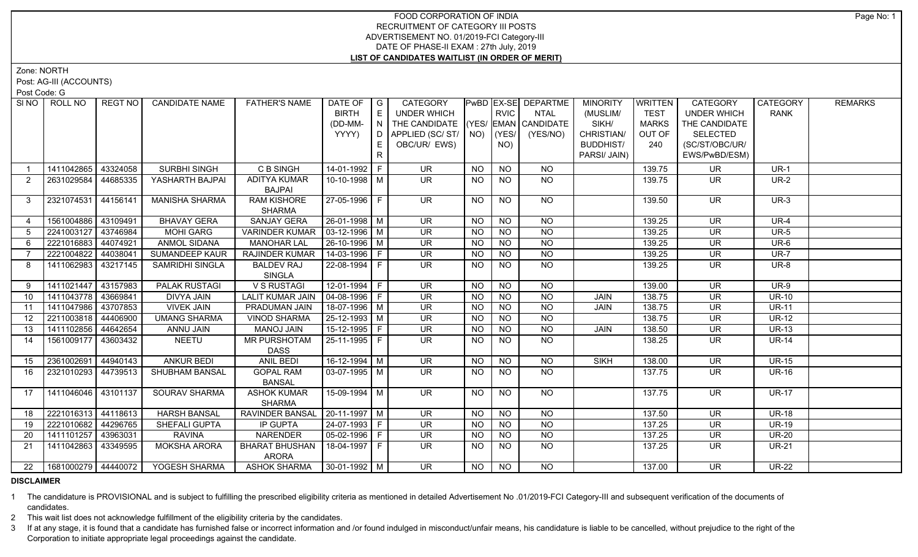# FOOD CORPORATION OF INDIA
## RECRUITMENT OF CATEGORY III POSTS
## ADVERTISEMENT NO. 01/2019-FCI Category-III
## DATE OF PHASE-II EXAM : 27th July, 2019
## LIST OF CANDIDATES WAITLIST (IN ORDER OF MERIT)

Zone: NORTH

Post: AG-III (ACCOUNTS)

Post Code: G

| SI NO | ROLL NO | REGT NO | CANDIDATE NAME | FATHER'S NAME | DATE OF BIRTH (DD-MM-YYYY) | GENDER | CATEGORY UNDER WHICH THE CANDIDATE APPLIED (SC/ ST/ OBC/UR/ EWS) | PwBD (YES/ NO) | EX-SERVICEMAN (YES/ NO) | DEPARTMENTAL CANDIDATE (YES/NO) | MINORITY (MUSLIM/ SIKH/ CHRISTIAN/ BUDDHIST/ PARSI/ JAIN) | WRITTEN TEST MARKS OUT OF 240 | CATEGORY UNDER WHICH THE CANDIDATE SELECTED (SC/ST/OBC/UR/ EWS/PwBD/ESM) | CATEGORY RANK | REMARKS |
|---|---|---|---|---|---|---|---|---|---|---|---|---|---|---|---|
| 1 | 1411042865 | 43324058 | SURBHI SINGH | C B SINGH | 14-01-1992 | F | UR | NO | NO | NO | | 139.75 | UR | UR-1 | |
| 2 | 2631029584 | 44685335 | YASHARTH BAJPAI | ADITYA KUMAR BAJPAI | 10-10-1998 | M | UR | NO | NO | NO | | 139.75 | UR | UR-2 | |
| 3 | 2321074531 | 44156141 | MANISHA SHARMA | RAM KISHORE SHARMA | 27-05-1996 | F | UR | NO | NO | NO | | 139.50 | UR | UR-3 | |
| 4 | 1561004886 | 43109491 | BHAVAY GERA | SANJAY GERA | 26-01-1998 | M | UR | NO | NO | NO | | 139.25 | UR | UR-4 | |
| 5 | 2241003127 | 43746984 | MOHI GARG | VARINDER KUMAR | 03-12-1996 | M | UR | NO | NO | NO | | 139.25 | UR | UR-5 | |
| 6 | 2221016883 | 44074921 | ANMOL SIDANA | MANOHAR LAL | 26-10-1996 | M | UR | NO | NO | NO | | 139.25 | UR | UR-6 | |
| 7 | 2221004822 | 44038041 | SUMANDEEP KAUR | RAJINDER KUMAR | 14-03-1996 | F | UR | NO | NO | NO | | 139.25 | UR | UR-7 | |
| 8 | 1411062983 | 43217145 | SAMRIDHI SINGLA | BALDEV RAJ SINGLA | 22-08-1994 | F | UR | NO | NO | NO | | 139.25 | UR | UR-8 | |
| 9 | 1411021447 | 43157983 | PALAK RUSTAGI | V S RUSTAGI | 12-01-1994 | F | UR | NO | NO | NO | | 139.00 | UR | UR-9 | |
| 10 | 1411043778 | 43669841 | DIVYA JAIN | LALIT KUMAR JAIN | 04-08-1996 | F | UR | NO | NO | NO | JAIN | 138.75 | UR | UR-10 | |
| 11 | 1411047986 | 43707853 | VIVEK JAIN | PRADUMAN JAIN | 18-07-1996 | M | UR | NO | NO | NO | JAIN | 138.75 | UR | UR-11 | |
| 12 | 2211003818 | 44406900 | UMANG SHARMA | VINOD SHARMA | 25-12-1993 | M | UR | NO | NO | NO | | 138.75 | UR | UR-12 | |
| 13 | 1411102856 | 44642654 | ANNU JAIN | MANOJ JAIN | 15-12-1995 | F | UR | NO | NO | NO | JAIN | 138.50 | UR | UR-13 | |
| 14 | 1561009177 | 43603432 | NEETU | MR PURSHOTAM DASS | 25-11-1995 | F | UR | NO | NO | NO | | 138.25 | UR | UR-14 | |
| 15 | 2361002691 | 44940143 | ANKUR BEDI | ANIL BEDI | 16-12-1994 | M | UR | NO | NO | NO | SIKH | 138.00 | UR | UR-15 | |
| 16 | 2321010293 | 44739513 | SHUBHAM BANSAL | GOPAL RAM BANSAL | 03-07-1995 | M | UR | NO | NO | NO | | 137.75 | UR | UR-16 | |
| 17 | 1411046046 | 43101137 | SOURAV SHARMA | ASHOK KUMAR SHARMA | 15-09-1994 | M | UR | NO | NO | NO | | 137.75 | UR | UR-17 | |
| 18 | 2221016313 | 44118613 | HARSH BANSAL | RAVINDER BANSAL | 20-11-1997 | M | UR | NO | NO | NO | | 137.50 | UR | UR-18 | |
| 19 | 2221010682 | 44296765 | SHEFALI GUPTA | IP GUPTA | 24-07-1993 | F | UR | NO | NO | NO | | 137.25 | UR | UR-19 | |
| 20 | 1411101257 | 43963031 | RAVINA | NARENDER | 05-02-1996 | F | UR | NO | NO | NO | | 137.25 | UR | UR-20 | |
| 21 | 1410042863 | 43349595 | MOKSHA ARORA | BHARAT BHUSHAN ARORA | 18-04-1997 | F | UR | NO | NO | NO | | 137.25 | UR | UR-21 | |
| 22 | 1681000279 | 44440072 | YOGESH SHARMA | ASHOK SHARMA | 30-01-1992 | M | UR | NO | NO | NO | | 137.00 | UR | UR-22 | |

**DISCLAIMER**

1 The candidature is PROVISIONAL and is subject to fulfilling the prescribed eligibility criteria as mentioned in detailed Advertisement No .01/2019-FCI Category-III and subsequent verification of the documents of candidates.

2 This wait list does not acknowledge fulfillment of the eligibility criteria by the candidates.

3 If at any stage, it is found that a candidate has furnished false or incorrect information and /or found indulged in misconduct/unfair means, his candidature is liable to be cancelled, without prejudice to the right of the Corporation to initiate appropriate legal proceedings against the candidate.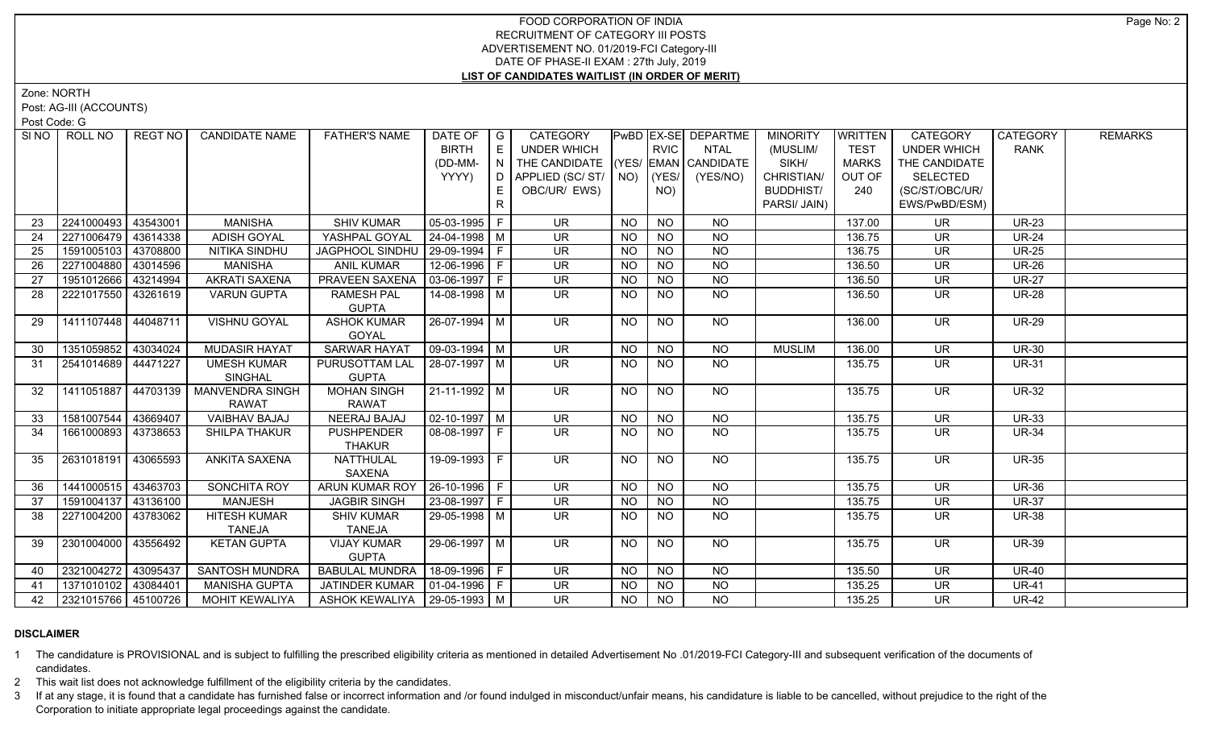# FOOD CORPORATION OF INDIA
## RECRUITMENT OF CATEGORY III POSTS
## ADVERTISEMENT NO. 01/2019-FCI Category-III
## DATE OF PHASE-II EXAM : 27th July, 2019
## LIST OF CANDIDATES WAITLIST (IN ORDER OF MERIT)

Zone: NORTH

Post: AG-III (ACCOUNTS)

Post Code: G

| Sl NO | ROLL NO | REGT NO | CANDIDATE NAME | FATHER'S NAME | DATE OF BIRTH (DD-MM-YYYY) | GENDER | CATEGORY UNDER WHICH THE CANDIDATE APPLIED (SC/ ST/ OBC/UR/ EWS) | PwBD (YES/ NO) | EX-SERVICEMAN (YES/ NO) | DEPARTMENTAL CANDIDATE (YES/NO) | MINORITY (MUSLIM/ SIKH/ CHRISTIAN/ BUDDHIST/ PARSI/ JAIN) | WRITTEN TEST MARKS OUT OF 240 | CATEGORY UNDER WHICH THE CANDIDATE SELECTED (SC/ST/OBC/UR/ EWS/PwBD/ESM) | CATEGORY RANK | REMARKS |
|---|---|---|---|---|---|---|---|---|---|---|---|---|---|---|---|
| 23 | 2241000493 | 43543001 | MANISHA | SHIV KUMAR | 05-03-1995 | F | UR | NO | NO | NO | | 137.00 | UR | UR-23 | |
| 24 | 2271006479 | 43614338 | ADISH GOYAL | YASHPAL GOYAL | 24-04-1998 | M | UR | NO | NO | NO | | 136.75 | UR | UR-24 | |
| 25 | 1591005103 | 43708800 | NITIKA SINDHU | JAGPHOOL SINDHU | 29-09-1994 | F | UR | NO | NO | NO | | 136.75 | UR | UR-25 | |
| 26 | 2271004880 | 43014596 | MANISHA | ANIL KUMAR | 12-06-1996 | F | UR | NO | NO | NO | | 136.50 | UR | UR-26 | |
| 27 | 1951012666 | 43214994 | AKRATI SAXENA | PRAVEEN SAXENA | 03-06-1997 | F | UR | NO | NO | NO | | 136.50 | UR | UR-27 | |
| 28 | 2221017550 | 43261619 | VARUN GUPTA | RAMESH PAL GUPTA | 14-08-1998 | M | UR | NO | NO | NO | | 136.50 | UR | UR-28 | |
| 29 | 1411107448 | 44048711 | VISHNU GOYAL | ASHOK KUMAR GOYAL | 26-07-1994 | M | UR | NO | NO | NO | | 136.00 | UR | UR-29 | |
| 30 | 1351059852 | 43034024 | MUDASIR HAYAT | SARWAR HAYAT | 09-03-1994 | M | UR | NO | NO | NO | MUSLIM | 136.00 | UR | UR-30 | |
| 31 | 2541014689 | 44471227 | UMESH KUMAR SINGHAL | PURUSOTTAM LAL GUPTA | 28-07-1997 | M | UR | NO | NO | NO | | 135.75 | UR | UR-31 | |
| 32 | 1411051887 | 44703139 | MANVENDRA SINGH RAWAT | MOHAN SINGH RAWAT | 21-11-1992 | M | UR | NO | NO | NO | | 135.75 | UR | UR-32 | |
| 33 | 1581007544 | 43669407 | VAIBHAV BAJAJ | NEERAJ BAJAJ | 02-10-1997 | M | UR | NO | NO | NO | | 135.75 | UR | UR-33 | |
| 34 | 1661000893 | 43738653 | SHILPA THAKUR | PUSHPENDER THAKUR | 08-08-1997 | F | UR | NO | NO | NO | | 135.75 | UR | UR-34 | |
| 35 | 2631018191 | 43065593 | ANKITA SAXENA | NATTHULAL SAXENA | 19-09-1993 | F | UR | NO | NO | NO | | 135.75 | UR | UR-35 | |
| 36 | 1441000515 | 43463703 | SONCHITA ROY | ARUN KUMAR ROY | 26-10-1996 | F | UR | NO | NO | NO | | 135.75 | UR | UR-36 | |
| 37 | 1591004137 | 43136100 | MANJESH | JAGBIR SINGH | 23-08-1997 | F | UR | NO | NO | NO | | 135.75 | UR | UR-37 | |
| 38 | 2271004200 | 43783062 | HITESH KUMAR TANEJA | SHIV KUMAR TANEJA | 29-05-1998 | M | UR | NO | NO | NO | | 135.75 | UR | UR-38 | |
| 39 | 2301004000 | 43556492 | KETAN GUPTA | VIJAY KUMAR GUPTA | 29-06-1997 | M | UR | NO | NO | NO | | 135.75 | UR | UR-39 | |
| 40 | 2321004272 | 43095437 | SANTOSH MUNDRA | BABULAL MUNDRA | 18-09-1996 | F | UR | NO | NO | NO | | 135.50 | UR | UR-40 | |
| 41 | 1371010102 | 43084401 | MANISHA GUPTA | JATINDER KUMAR | 01-04-1996 | F | UR | NO | NO | NO | | 135.25 | UR | UR-41 | |
| 42 | 2321015766 | 45100726 | MOHIT KEWALIYA | ASHOK KEWALIYA | 29-05-1993 | M | UR | NO | NO | NO | | 135.25 | UR | UR-42 | |

**DISCLAIMER**

1. The candidature is PROVISIONAL and is subject to fulfilling the prescribed eligibility criteria as mentioned in detailed Advertisement No .01/2019-FCI Category-III and subsequent verification of the documents of candidates.
2. This wait list does not acknowledge fulfillment of the eligibility criteria by the candidates.
3. If at any stage, it is found that a candidate has furnished false or incorrect information and /or found indulged in misconduct/unfair means, his candidature is liable to be cancelled, without prejudice to the right of the Corporation to initiate appropriate legal proceedings against the candidate.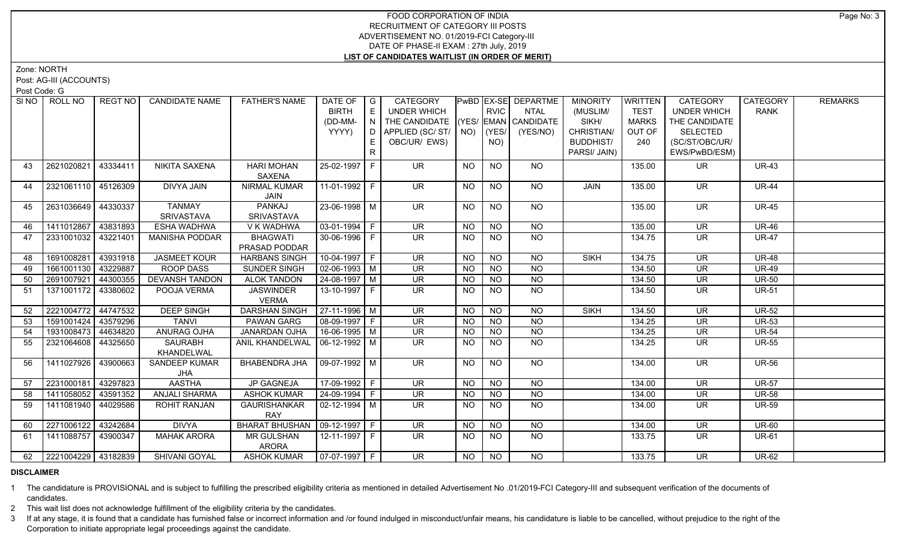# FOOD CORPORATION OF INDIA
## RECRUITMENT OF CATEGORY III POSTS
### ADVERTISEMENT NO. 01/2019-FCI Category-III
### DATE OF PHASE-II EXAM : 27th July, 2019
### LIST OF CANDIDATES WAITLIST (IN ORDER OF MERIT)

Zone: NORTH

Post: AG-III (ACCOUNTS)

Post Code: G

| SI NO | ROLL NO | REGT NO | CANDIDATE NAME | FATHER'S NAME | DATE OF BIRTH (DD-MM-YYYY) | GENDER | CATEGORY UNDER WHICH THE CANDIDATE APPLIED (SC/ ST/ OBC/UR/ EWS) | PwBD (YES/ NO) | EX-SERVICEMAN (YES/ NO) | DEPARTMENTAL CANDIDATE (YES/NO) | MINORITY (MUSLIM/ SIKH/ CHRISTIAN/ BUDDHIST/ PARSI/ JAIN) | WRITTEN TEST MARKS OUT OF 240 | CATEGORY UNDER WHICH THE CANDIDATE SELECTED (SC/ST/OBC/UR/ EWS/PwBD/ESM) | CATEGORY RANK | REMARKS |
|---|---|---|---|---|---|---|---|---|---|---|---|---|---|---|---|
| 43 | 2621020821 | 43334411 | NIKITA SAXENA | HARI MOHAN SAXENA | 25-02-1997 | F | UR | NO | NO | NO | | 135.00 | UR | UR-43 | |
| 44 | 2321061110 | 45126309 | DIVYA JAIN | NIRMAL KUMAR JAIN | 11-01-1992 | F | UR | NO | NO | NO | JAIN | 135.00 | UR | UR-44 | |
| 45 | 2631036649 | 44330337 | TANMAY SRIVASTAVA | PANKAJ SRIVASTAVA | 23-06-1998 | M | UR | NO | NO | NO | | 135.00 | UR | UR-45 | |
| 46 | 1411012867 | 43831893 | ESHA WADHWA | V K WADHWA | 03-01-1994 | F | UR | NO | NO | NO | | 135.00 | UR | UR-46 | |
| 47 | 2331001032 | 43221401 | MANISHA PODDAR | BHAGWATI PRASAD PODDAR | 30-06-1996 | F | UR | NO | NO | NO | | 134.75 | UR | UR-47 | |
| 48 | 1691008281 | 43931918 | JASMEET KOUR | HARBANS SINGH | 10-04-1997 | F | UR | NO | NO | NO | SIKH | 134.75 | UR | UR-48 | |
| 49 | 1661001130 | 43229887 | ROOP DASS | SUNDER SINGH | 02-06-1993 | M | UR | NO | NO | NO | | 134.50 | UR | UR-49 | |
| 50 | 2691007921 | 44300355 | DEVANSH TANDON | ALOK TANDON | 24-08-1997 | M | UR | NO | NO | NO | | 134.50 | UR | UR-50 | |
| 51 | 1371001172 | 43380602 | POOJA VERMA | JASWINDER VERMA | 13-10-1997 | F | UR | NO | NO | NO | | 134.50 | UR | UR-51 | |
| 52 | 2221004772 | 44747532 | DEEP SINGH | DARSHAN SINGH | 27-11-1996 | M | UR | NO | NO | NO | SIKH | 134.50 | UR | UR-52 | |
| 53 | 1591001424 | 43579296 | TANVI | PAWAN GARG | 08-09-1997 | F | UR | NO | NO | NO | | 134.25 | UR | UR-53 | |
| 54 | 1931008473 | 44634820 | ANURAG OJHA | JANARDAN OJHA | 16-06-1995 | M | UR | NO | NO | NO | | 134.25 | UR | UR-54 | |
| 55 | 2321064608 | 44325650 | SAURABH KHANDELWAL | ANIL KHANDELWAL | 06-12-1992 | M | UR | NO | NO | NO | | 134.25 | UR | UR-55 | |
| 56 | 1411027926 | 43900663 | SANDEEP KUMAR JHA | BHABENDRA JHA | 09-07-1992 | M | UR | NO | NO | NO | | 134.00 | UR | UR-56 | |
| 57 | 2231000181 | 43297823 | AASTHA | JP GAGNEJA | 17-09-1992 | F | UR | NO | NO | NO | | 134.00 | UR | UR-57 | |
| 58 | 1411058052 | 43591352 | ANJALI SHARMA | ASHOK KUMAR | 24-09-1994 | F | UR | NO | NO | NO | | 134.00 | UR | UR-58 | |
| 59 | 1411081940 | 44029586 | ROHIT RANJAN | GAURISHANKAR RAY | 02-12-1994 | M | UR | NO | NO | NO | | 134.00 | UR | UR-59 | |
| 60 | 2271006122 | 43242684 | DIVYA | BHARAT BHUSHAN | 09-12-1997 | F | UR | NO | NO | NO | | 134.00 | UR | UR-60 | |
| 61 | 1411088757 | 43900347 | MAHAK ARORA | MR GULSHAN ARORA | 12-11-1997 | F | UR | NO | NO | NO | | 133.75 | UR | UR-61 | |
| 62 | 2221004229 | 43182839 | SHIVANI GOYAL | ASHOK KUMAR | 07-07-1997 | F | UR | NO | NO | NO | | 133.75 | UR | UR-62 | |

**DISCLAIMER**

1 The candidature is PROVISIONAL and is subject to fulfilling the prescribed eligibility criteria as mentioned in detailed Advertisement No .01/2019-FCI Category-III and subsequent verification of the documents of candidates.

2 This wait list does not acknowledge fulfillment of the eligibility criteria by the candidates.

3 If at any stage, it is found that a candidate has furnished false or incorrect information and /or found indulged in misconduct/unfair means, his candidature is liable to be cancelled, without prejudice to the right of the Corporation to initiate appropriate legal proceedings against the candidate.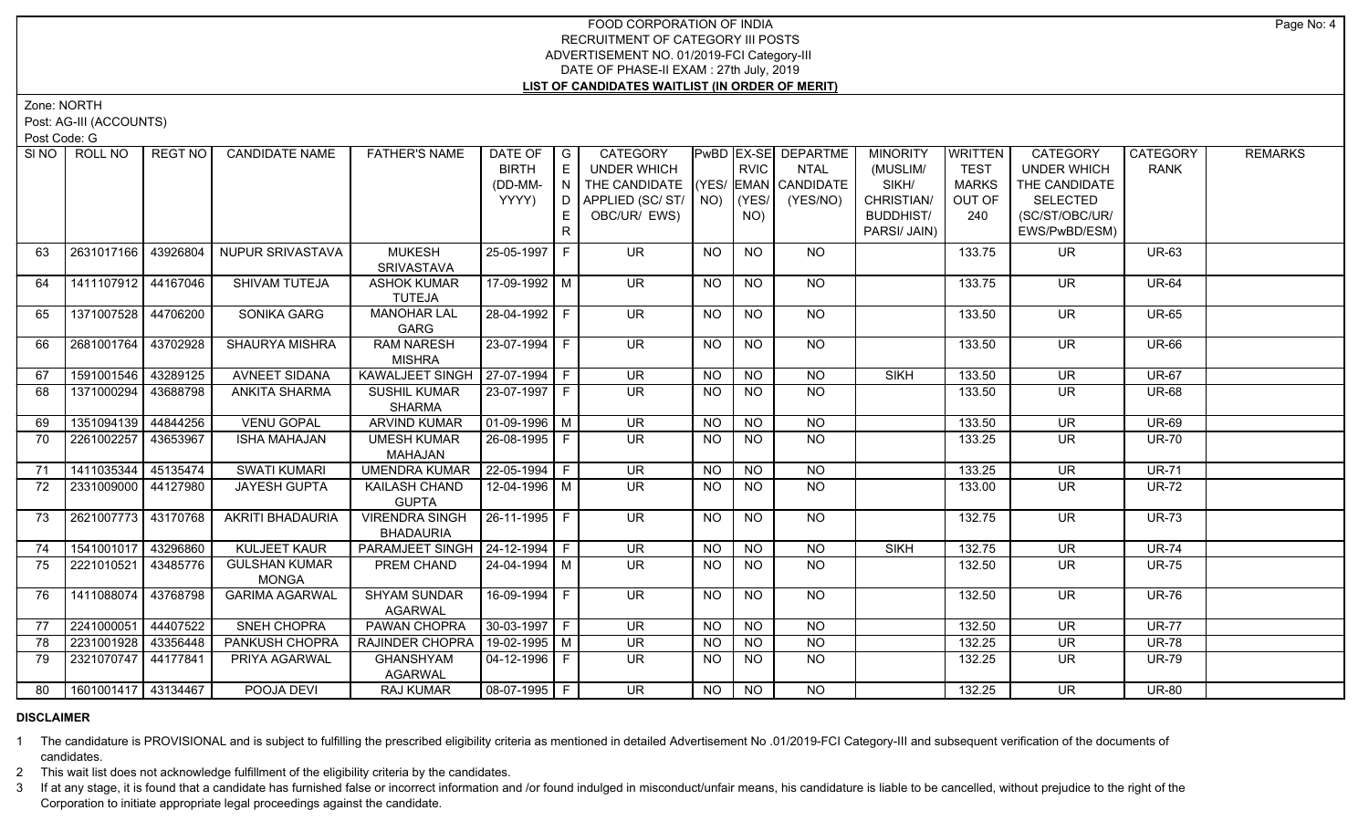# FOOD CORPORATION OF INDIA
## RECRUITMENT OF CATEGORY III POSTS
## ADVERTISEMENT NO. 01/2019-FCI Category-III
## DATE OF PHASE-II EXAM : 27th July, 2019
## LIST OF CANDIDATES WAITLIST (IN ORDER OF MERIT)

Zone: NORTH

Post: AG-III (ACCOUNTS)

Post Code: G

| Sl NO | ROLL NO | REGT NO | CANDIDATE NAME | FATHER'S NAME | DATE OF BIRTH (DD-MM-YYYY) | GENDER | CATEGORY UNDER WHICH THE CANDIDATE APPLIED (SC/ ST/ OBC/UR/ EWS) | PwBD (YES/ NO) | EX-SERVICEMAN (YES/ NO) | DEPARTMENTAL CANDIDATE (YES/NO) | MINORITY (MUSLIM/ SIKH/ CHRISTIAN/ BUDDHIST/ PARSI/ JAIN) | WRITTEN TEST MARKS OUT OF 240 | CATEGORY UNDER WHICH THE CANDIDATE SELECTED (SC/ST/OBC/UR/ EWS/PwBD/ESM) | CATEGORY RANK | REMARKS |
|---|---|---|---|---|---|---|---|---|---|---|---|---|---|---|---|
| 63 | 2631017166 | 43926804 | NUPUR SRIVASTAVA | MUKESH SRIVASTAVA | 25-05-1997 | F | UR | NO | NO | NO | | 133.75 | UR | UR-63 | |
| 64 | 1411107912 | 44167046 | SHIVAM TUTEJA | ASHOK KUMAR TUTEJA | 17-09-1992 | M | UR | NO | NO | NO | | 133.75 | UR | UR-64 | |
| 65 | 1371007528 | 44706200 | SONIKA GARG | MANOHAR LAL GARG | 28-04-1992 | F | UR | NO | NO | NO | | 133.50 | UR | UR-65 | |
| 66 | 2681001764 | 43702928 | SHAURYA MISHRA | RAM NARESH MISHRA | 23-07-1994 | F | UR | NO | NO | NO | | 133.50 | UR | UR-66 | |
| 67 | 1591001546 | 43289125 | AVNEET SIDANA | KAWALJEET SINGH | 27-07-1994 | F | UR | NO | NO | NO | SIKH | 133.50 | UR | UR-67 | |
| 68 | 1371000294 | 43688798 | ANKITA SHARMA | SUSHIL KUMAR SHARMA | 23-07-1997 | F | UR | NO | NO | NO | | 133.50 | UR | UR-68 | |
| 69 | 1351094139 | 44844256 | VENU GOPAL | ARVIND KUMAR | 01-09-1996 | M | UR | NO | NO | NO | | 133.50 | UR | UR-69 | |
| 70 | 2261002257 | 43653967 | ISHA MAHAJAN | UMESH KUMAR MAHAJAN | 26-08-1995 | F | UR | NO | NO | NO | | 133.25 | UR | UR-70 | |
| 71 | 1411035344 | 45135474 | SWATI KUMARI | UMENDRA KUMAR | 22-05-1994 | F | UR | NO | NO | NO | | 133.25 | UR | UR-71 | |
| 72 | 2331009000 | 44127980 | JAYESH GUPTA | KAILASH CHAND GUPTA | 12-04-1996 | M | UR | NO | NO | NO | | 133.00 | UR | UR-72 | |
| 73 | 2621007773 | 43170768 | AKRITI BHADAURIA | VIRENDRA SINGH BHADAURIA | 26-11-1995 | F | UR | NO | NO | NO | | 132.75 | UR | UR-73 | |
| 74 | 1541001017 | 43296860 | KULJEET KAUR | PARAMJEET SINGH | 24-12-1994 | F | UR | NO | NO | NO | SIKH | 132.75 | UR | UR-74 | |
| 75 | 2221010521 | 43485776 | GULSHAN KUMAR MONGA | PREM CHAND | 24-04-1994 | M | UR | NO | NO | NO | | 132.50 | UR | UR-75 | |
| 76 | 1411088074 | 43768798 | GARIMA AGARWAL | SHYAM SUNDAR AGARWAL | 16-09-1994 | F | UR | NO | NO | NO | | 132.50 | UR | UR-76 | |
| 77 | 2241000051 | 44407522 | SNEH CHOPRA | PAWAN CHOPRA | 30-03-1997 | F | UR | NO | NO | NO | | 132.50 | UR | UR-77 | |
| 78 | 2231001928 | 43356448 | PANKUSH CHOPRA | RAJINDER CHOPRA | 19-02-1995 | M | UR | NO | NO | NO | | 132.25 | UR | UR-78 | |
| 79 | 2321070747 | 44177841 | PRIYA AGARWAL | GHANSHYAM AGARWAL | 04-12-1996 | F | UR | NO | NO | NO | | 132.25 | UR | UR-79 | |
| 80 | 1601001417 | 43134467 | POOJA DEVI | RAJ KUMAR | 08-07-1995 | F | UR | NO | NO | NO | | 132.25 | UR | UR-80 | |

**DISCLAIMER**

1 The candidature is PROVISIONAL and is subject to fulfilling the prescribed eligibility criteria as mentioned in detailed Advertisement No .01/2019-FCI Category-III and subsequent verification of the documents of candidates.

2 This wait list does not acknowledge fulfillment of the eligibility criteria by the candidates.

3 If at any stage, it is found that a candidate has furnished false or incorrect information and /or found indulged in misconduct/unfair means, his candidature is liable to be cancelled, without prejudice to the right of the Corporation to initiate appropriate legal proceedings against the candidate.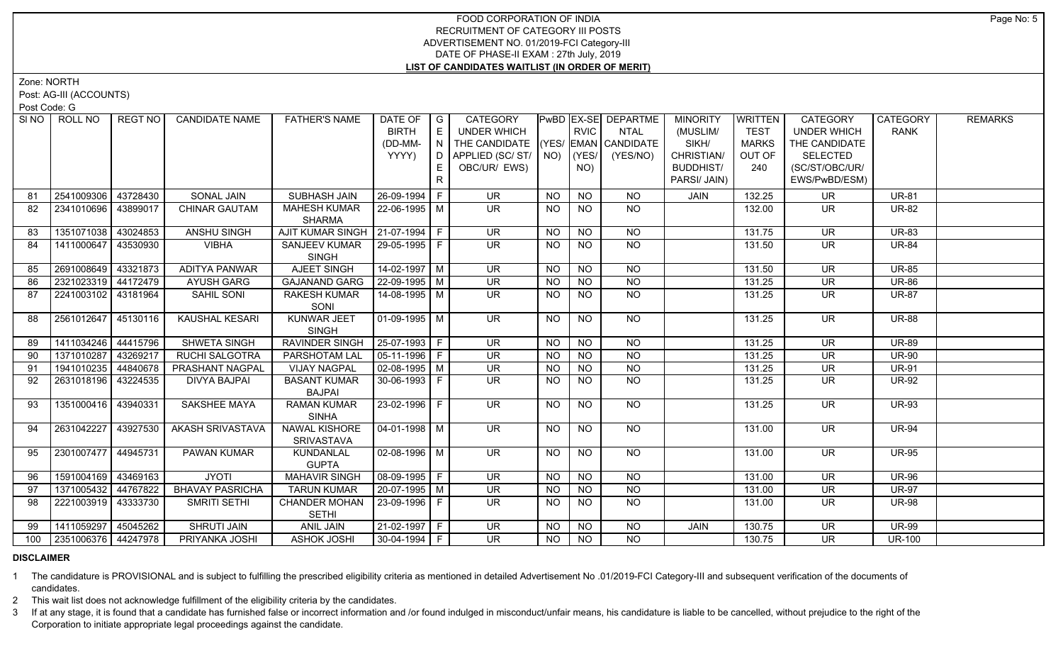# FOOD CORPORATION OF INDIA
## RECRUITMENT OF CATEGORY III POSTS
### ADVERTISEMENT NO. 01/2019-FCI Category-III
### DATE OF PHASE-II EXAM : 27th July, 2019
### LIST OF CANDIDATES WAITLIST (IN ORDER OF MERIT)

Zone: NORTH

Post: AG-III (ACCOUNTS)

Post Code: G

| SI NO | ROLL NO | REGT NO | CANDIDATE NAME | FATHER'S NAME | DATE OF BIRTH (DD-MM-YYYY) | GENDER | CATEGORY UNDER WHICH THE CANDIDATE APPLIED (SC/ ST/ OBC/UR/ EWS) | PwBD (YES/ NO) | EX-SERVICEMAN (YES/ NO) | DEPARTMENTAL CANDIDATE (YES/NO) | MINORITY (MUSLIM/ SIKH/ CHRISTIAN/ BUDDHIST/ PARSI/ JAIN) | WRITTEN TEST MARKS OUT OF 240 | CATEGORY UNDER WHICH THE CANDIDATE SELECTED (SC/ST/OBC/UR/ EWS/PwBD/ESM) | CATEGORY RANK | REMARKS |
|---|---|---|---|---|---|---|---|---|---|---|---|---|---|---|---|
| 81 | 2541009306 | 43728430 | SONAL JAIN | SUBHASH JAIN | 26-09-1994 | F | UR | NO | NO | NO | JAIN | 132.25 | UR | UR-81 | |
| 82 | 2341010696 | 43899017 | CHINAR GAUTAM | MAHESH KUMAR SHARMA | 22-06-1995 | M | UR | NO | NO | NO | | 132.00 | UR | UR-82 | |
| 83 | 1351071038 | 43024853 | ANSHU SINGH | AJIT KUMAR SINGH | 21-07-1994 | F | UR | NO | NO | NO | | 131.75 | UR | UR-83 | |
| 84 | 1411000647 | 43530930 | VIBHA | SANJEEV KUMAR SINGH | 29-05-1995 | F | UR | NO | NO | NO | | 131.50 | UR | UR-84 | |
| 85 | 2691008649 | 43321873 | ADITYA PANWAR | AJEET SINGH | 14-02-1997 | M | UR | NO | NO | NO | | 131.50 | UR | UR-85 | |
| 86 | 2321023319 | 44172479 | AYUSH GARG | GAJANAND GARG | 22-09-1995 | M | UR | NO | NO | NO | | 131.25 | UR | UR-86 | |
| 87 | 2241003102 | 43181964 | SAHIL SONI | RAKESH KUMAR SONI | 14-08-1995 | M | UR | NO | NO | NO | | 131.25 | UR | UR-87 | |
| 88 | 2561012647 | 45130116 | KAUSHAL KESARI | KUNWAR JEET SINGH | 01-09-1995 | M | UR | NO | NO | NO | | 131.25 | UR | UR-88 | |
| 89 | 1411034246 | 44415796 | SHWETA SINGH | RAVINDER SINGH | 25-07-1993 | F | UR | NO | NO | NO | | 131.25 | UR | UR-89 | |
| 90 | 1371010287 | 43269217 | RUCHI SALGOTRA | PARSHOTAM LAL | 05-11-1996 | F | UR | NO | NO | NO | | 131.25 | UR | UR-90 | |
| 91 | 1941010235 | 44840678 | PRASHANT NAGPAL | VIJAY NAGPAL | 02-08-1995 | M | UR | NO | NO | NO | | 131.25 | UR | UR-91 | |
| 92 | 2631018196 | 43224535 | DIVYA BAJPAI | BASANT KUMAR BAJPAI | 30-06-1993 | F | UR | NO | NO | NO | | 131.25 | UR | UR-92 | |
| 93 | 1351000416 | 43940331 | SAKSHEE MAYA | RAMAN KUMAR SINHA | 23-02-1996 | F | UR | NO | NO | NO | | 131.25 | UR | UR-93 | |
| 94 | 2631042227 | 43927530 | AKASH SRIVASTAVA | NAWAL KISHORE SRIVASTAVA | 04-01-1998 | M | UR | NO | NO | NO | | 131.00 | UR | UR-94 | |
| 95 | 2301007477 | 44945731 | PAWAN KUMAR | KUNDANLAL GUPTA | 02-08-1996 | M | UR | NO | NO | NO | | 131.00 | UR | UR-95 | |
| 96 | 1591004169 | 43469163 | JYOTI | MAHAVIR SINGH | 08-09-1995 | F | UR | NO | NO | NO | | 131.00 | UR | UR-96 | |
| 97 | 1371005432 | 44767822 | BHAVAY PASRICHA | TARUN KUMAR | 20-07-1995 | M | UR | NO | NO | NO | | 131.00 | UR | UR-97 | |
| 98 | 2221003919 | 43333730 | SMRITI SETHI | CHANDER MOHAN SETHI | 23-09-1996 | F | UR | NO | NO | NO | | 131.00 | UR | UR-98 | |
| 99 | 1411059297 | 45045262 | SHRUTI JAIN | ANIL JAIN | 21-02-1997 | F | UR | NO | NO | NO | JAIN | 130.75 | UR | UR-99 | |
| 100 | 2351006376 | 44247978 | PRIYANKA JOSHI | ASHOK JOSHI | 30-04-1994 | F | UR | NO | NO | NO | | 130.75 | UR | UR-100 | |

**DISCLAIMER**

1. The candidature is PROVISIONAL and is subject to fulfilling the prescribed eligibility criteria as mentioned in detailed Advertisement No .01/2019-FCI Category-III and subsequent verification of the documents of candidates.
2. This wait list does not acknowledge fulfillment of the eligibility criteria by the candidates.
3. If at any stage, it is found that a candidate has furnished false or incorrect information and /or found indulged in misconduct/unfair means, his candidature is liable to be cancelled, without prejudice to the right of the Corporation to initiate appropriate legal proceedings against the candidate.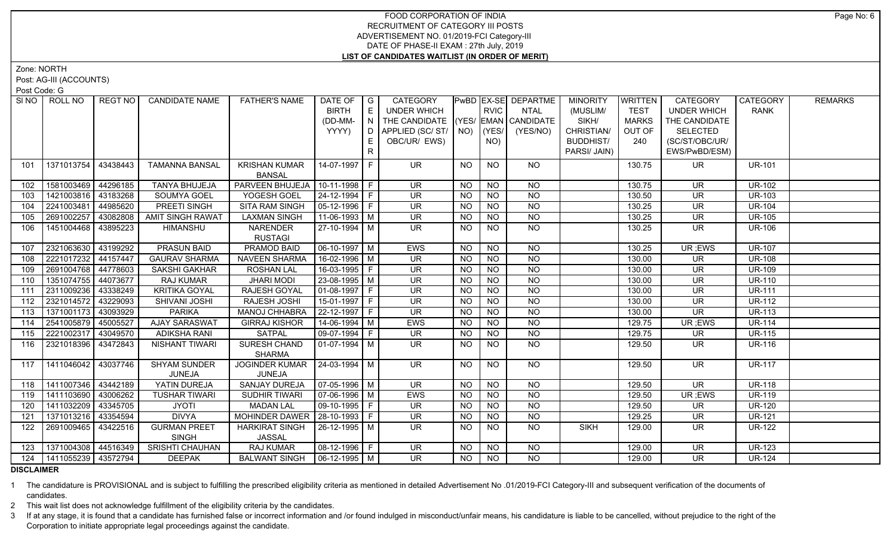# FOOD CORPORATION OF INDIA
## RECRUITMENT OF CATEGORY III POSTS
## ADVERTISEMENT NO. 01/2019-FCI Category-III
## DATE OF PHASE-II EXAM : 27th July, 2019
## LIST OF CANDIDATES WAITLIST (IN ORDER OF MERIT)

Zone: NORTH

Post: AG-III (ACCOUNTS)

Post Code: G

| SI NO | ROLL NO | REGT NO | CANDIDATE NAME | FATHER'S NAME | DATE OF BIRTH (DD-MM-YYYY) | GENDER | CATEGORY UNDER WHICH THE CANDIDATE APPLIED (SC/ ST/ OBC/UR/ EWS) | PwBD (YES/ NO) | EX-SERVICEMAN (YES/ NO) | DEPARTMENTAL CANDIDATE (YES/NO) | MINORITY (MUSLIM/ SIKH/ CHRISTIAN/ BUDDHIST/ PARSI/ JAIN) | WRITTEN TEST MARKS OUT OF 240 | CATEGORY UNDER WHICH THE CANDIDATE SELECTED (SC/ST/OBC/UR/ EWS/PwBD/ESM) | CATEGORY RANK | REMARKS |
|---|---|---|---|---|---|---|---|---|---|---|---|---|---|---|---|
| 101 | 1371013754 | 43438443 | TAMANNA BANSAL | KRISHAN KUMAR BANSAL | 14-07-1997 | F | UR | NO | NO | NO | | 130.75 | UR | UR-101 | |
| 102 | 1581003469 | 44296185 | TANYA BHUJEJA | PARVEEN BHUJEJA | 10-11-1998 | F | UR | NO | NO | NO | | 130.75 | UR | UR-102 | |
| 103 | 1421003816 | 43183268 | SOUMYA GOEL | YOGESH GOEL | 24-12-1994 | F | UR | NO | NO | NO | | 130.50 | UR | UR-103 | |
| 104 | 2241003481 | 44985620 | PREETI SINGH | SITA RAM SINGH | 05-12-1996 | F | UR | NO | NO | NO | | 130.25 | UR | UR-104 | |
| 105 | 2691002257 | 43082808 | AMIT SINGH RAWAT | LAXMAN SINGH | 11-06-1993 | M | UR | NO | NO | NO | | 130.25 | UR | UR-105 | |
| 106 | 1451004468 | 43895223 | HIMANSHU | NARENDER RUSTAGI | 27-10-1994 | M | UR | NO | NO | NO | | 130.25 | UR | UR-106 | |
| 107 | 2321063630 | 43199292 | PRASUN BAID | PRAMOD BAID | 06-10-1997 | M | EWS | NO | NO | NO | | 130.25 | UR ;EWS | UR-107 | |
| 108 | 2221017232 | 44157447 | GAURAV SHARMA | NAVEEN SHARMA | 16-02-1996 | M | UR | NO | NO | NO | | 130.00 | UR | UR-108 | |
| 109 | 2691004768 | 44778603 | SAKSHI GAKHAR | ROSHAN LAL | 16-03-1995 | F | UR | NO | NO | NO | | 130.00 | UR | UR-109 | |
| 110 | 1351074755 | 44073677 | RAJ KUMAR | JHARI MODI | 23-08-1995 | M | UR | NO | NO | NO | | 130.00 | UR | UR-110 | |
| 111 | 2311009236 | 43338249 | KRITIKA GOYAL | RAJESH GOYAL | 01-08-1997 | F | UR | NO | NO | NO | | 130.00 | UR | UR-111 | |
| 112 | 2321014572 | 43229093 | SHIVANI JOSHI | RAJESH JOSHI | 15-01-1997 | F | UR | NO | NO | NO | | 130.00 | UR | UR-112 | |
| 113 | 1371001173 | 43093929 | PARIKA | MANOJ CHHABRA | 22-12-1997 | F | UR | NO | NO | NO | | 130.00 | UR | UR-113 | |
| 114 | 2541005879 | 45005527 | AJAY SARASWAT | GIRRAJ KISHOR | 14-06-1994 | M | EWS | NO | NO | NO | | 129.75 | UR ;EWS | UR-114 | |
| 115 | 2221002317 | 43049570 | ADIKSHA RANI | SATPAL | 09-07-1994 | F | UR | NO | NO | NO | | 129.75 | UR | UR-115 | |
| 116 | 2321018396 | 43472843 | NISHANT TIWARI | SURESH CHAND SHARMA | 01-07-1994 | M | UR | NO | NO | NO | | 129.50 | UR | UR-116 | |
| 117 | 1411046042 | 43037746 | SHYAM SUNDER JUNEJA | JOGINDER KUMAR JUNEJA | 24-03-1994 | M | UR | NO | NO | NO | | 129.50 | UR | UR-117 | |
| 118 | 1411007346 | 43442189 | YATIN DUREJA | SANJAY DUREJA | 07-05-1996 | M | UR | NO | NO | NO | | 129.50 | UR | UR-118 | |
| 119 | 1411103690 | 43006262 | TUSHAR TIWARI | SUDHIR TIWARI | 07-06-1996 | M | EWS | NO | NO | NO | | 129.50 | UR ;EWS | UR-119 | |
| 120 | 1410032209 | 43345705 | JYOTI | MADAN LAL | 09-10-1995 | F | UR | NO | NO | NO | | 129.50 | UR | UR-120 | |
| 121 | 1371013216 | 43354594 | DIVYA | MOHINDER DAWER | 28-10-1993 | F | UR | NO | NO | NO | | 129.25 | UR | UR-121 | |
| 122 | 2691009465 | 43422516 | GURMAN PREET SINGH | HARKIRAT SINGH JASSAL | 26-12-1995 | M | UR | NO | NO | NO | SIKH | 129.00 | UR | UR-122 | |
| 123 | 1371004308 | 44516349 | SRISHTI CHAUHAN | RAJ KUMAR | 08-12-1996 | F | UR | NO | NO | NO | | 129.00 | UR | UR-123 | |
| 124 | 1411055239 | 43572794 | DEEPAK | BALWANT SINGH | 06-12-1995 | M | UR | NO | NO | NO | | 129.00 | UR | UR-124 | |

**DISCLAIMER**

1 The candidature is PROVISIONAL and is subject to fulfilling the prescribed eligibility criteria as mentioned in detailed Advertisement No .01/2019-FCI Category-III and subsequent verification of the documents of candidates.

2 This wait list does not acknowledge fulfillment of the eligibility criteria by the candidates.

3 If at any stage, it is found that a candidate has furnished false or incorrect information and /or found indulged in misconduct/unfair means, his candidature is liable to be cancelled, without prejudice to the right of the Corporation to initiate appropriate legal proceedings against the candidate.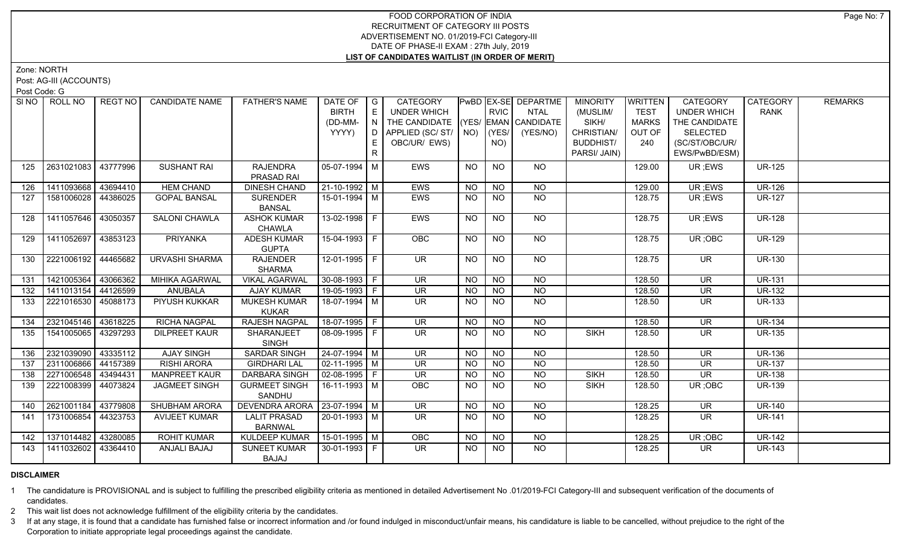# FOOD CORPORATION OF INDIA
## RECRUITMENT OF CATEGORY III POSTS
## ADVERTISEMENT NO. 01/2019-FCI Category-III
## DATE OF PHASE-II EXAM : 27th July, 2019
## LIST OF CANDIDATES WAITLIST (IN ORDER OF MERIT)

Zone: NORTH

Post: AG-III (ACCOUNTS)

Post Code: G

| Sl NO | ROLL NO | REGT NO | CANDIDATE NAME | FATHER'S NAME | DATE OF BIRTH (DD-MM-YYYY) | GENDER | CATEGORY UNDER WHICH THE CANDIDATE APPLIED (SC/ ST/ OBC/UR/ EWS) | PwBD (YES/ NO) | EX-SERVICEMAN (YES/ NO) | DEPARTMENTAL CANDIDATE (YES/NO) | MINORITY (MUSLIM/ SIKH/ CHRISTIAN/ BUDDHIST/ PARSI/ JAIN) | WRITTEN TEST MARKS OUT OF 240 | CATEGORY UNDER WHICH THE CANDIDATE SELECTED (SC/ST/OBC/UR/ EWS/PwBD/ESM) | CATEGORY RANK | REMARKS |
|---|---|---|---|---|---|---|---|---|---|---|---|---|---|---|---|
| 125 | 2631021083 | 43777996 | SUSHANT RAI | RAJENDRA PRASAD RAI | 05-07-1994 | M | EWS | NO | NO | NO | | 129.00 | UR ;EWS | UR-125 | |
| 126 | 1411093668 | 43694410 | HEM CHAND | DINESH CHAND | 21-10-1992 | M | EWS | NO | NO | NO | | 129.00 | UR ;EWS | UR-126 | |
| 127 | 1581006028 | 44386025 | GOPAL BANSAL | SURENDER BANSAL | 15-01-1994 | M | EWS | NO | NO | NO | | 128.75 | UR ;EWS | UR-127 | |
| 128 | 1411057646 | 43050357 | SALONI CHAWLA | ASHOK KUMAR CHAWLA | 13-02-1998 | F | EWS | NO | NO | NO | | 128.75 | UR ;EWS | UR-128 | |
| 129 | 1411052697 | 43853123 | PRIYANKA | ADESH KUMAR GUPTA | 15-04-1993 | F | OBC | NO | NO | NO | | 128.75 | UR ;OBC | UR-129 | |
| 130 | 2221006192 | 44465682 | URVASHI SHARMA | RAJENDER SHARMA | 12-01-1995 | F | UR | NO | NO | NO | | 128.75 | UR | UR-130 | |
| 131 | 1421005364 | 43066362 | MIHIKA AGARWAL | VIKAL AGARWAL | 30-08-1993 | F | UR | NO | NO | NO | | 128.50 | UR | UR-131 | |
| 132 | 1411013154 | 44126599 | ANUBALA | AJAY KUMAR | 19-05-1993 | F | UR | NO | NO | NO | | 128.50 | UR | UR-132 | |
| 133 | 2221016530 | 45088173 | PIYUSH KUKKAR | MUKESH KUMAR KUKAR | 18-07-1994 | M | UR | NO | NO | NO | | 128.50 | UR | UR-133 | |
| 134 | 2321045146 | 43618225 | RICHA NAGPAL | RAJESH NAGPAL | 18-07-1995 | F | UR | NO | NO | NO | | 128.50 | UR | UR-134 | |
| 135 | 1541005065 | 43297293 | DILPREET KAUR | SHARANJEET SINGH | 08-09-1995 | F | UR | NO | NO | NO | SIKH | 128.50 | UR | UR-135 | |
| 136 | 2321039090 | 43335112 | AJAY SINGH | SARDAR SINGH | 24-07-1994 | M | UR | NO | NO | NO | | 128.50 | UR | UR-136 | |
| 137 | 2311006866 | 44157389 | RISHI ARORA | GIRDHARI LAL | 02-11-1995 | M | UR | NO | NO | NO | | 128.50 | UR | UR-137 | |
| 138 | 2271006548 | 43494431 | MANPREET KAUR | DARBARA SINGH | 02-08-1995 | F | UR | NO | NO | NO | SIKH | 128.50 | UR | UR-138 | |
| 139 | 2221008399 | 44073824 | JAGMEET SINGH | GURMEET SINGH SANDHU | 16-11-1993 | M | OBC | NO | NO | NO | SIKH | 128.50 | UR ;OBC | UR-139 | |
| 140 | 2621001184 | 43779808 | SHUBHAM ARORA | DEVENDRA ARORA | 23-07-1994 | M | UR | NO | NO | NO | | 128.25 | UR | UR-140 | |
| 141 | 1731006854 | 44323753 | AVIJEET KUMAR | LALIT PRASAD BARNWAL | 20-01-1993 | M | UR | NO | NO | NO | | 128.25 | UR | UR-141 | |
| 142 | 1371014482 | 43280085 | ROHIT KUMAR | KULDEEP KUMAR | 15-01-1995 | M | OBC | NO | NO | NO | | 128.25 | UR ;OBC | UR-142 | |
| 143 | 1411032602 | 43364410 | ANJALI BAJAJ | SUNEET KUMAR BAJAJ | 30-01-1993 | F | UR | NO | NO | NO | | 128.25 | UR | UR-143 | |

**DISCLAIMER**

1 The candidature is PROVISIONAL and is subject to fulfilling the prescribed eligibility criteria as mentioned in detailed Advertisement No .01/2019-FCI Category-III and subsequent verification of the documents of candidates.

2 This wait list does not acknowledge fulfillment of the eligibility criteria by the candidates.

3 If at any stage, it is found that a candidate has furnished false or incorrect information and /or found indulged in misconduct/unfair means, his candidature is liable to be cancelled, without prejudice to the right of the Corporation to initiate appropriate legal proceedings against the candidate.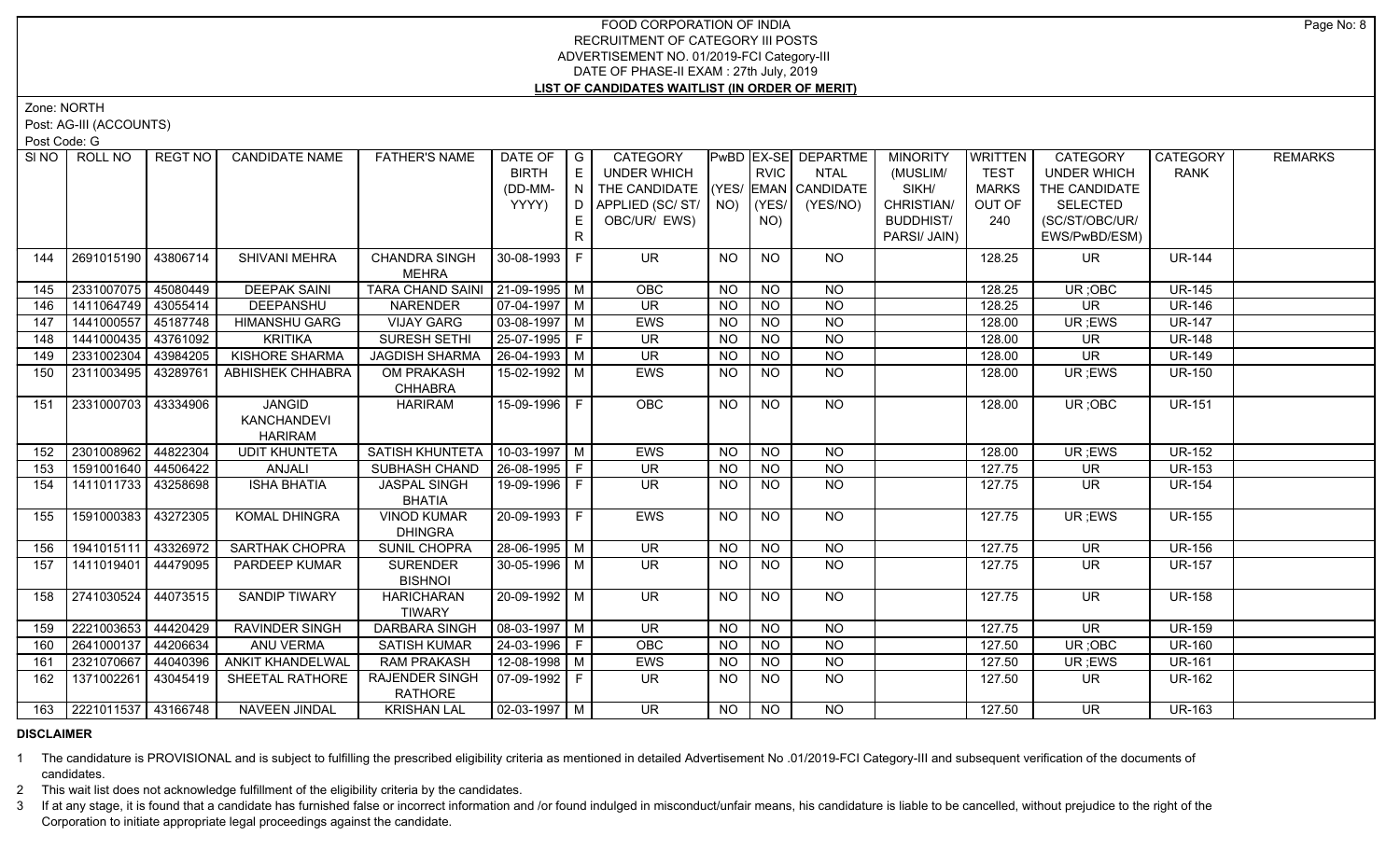# FOOD CORPORATION OF INDIA
## RECRUITMENT OF CATEGORY III POSTS
### ADVERTISEMENT NO. 01/2019-FCI Category-III
### DATE OF PHASE-II EXAM : 27th July, 2019
### LIST OF CANDIDATES WAITLIST (IN ORDER OF MERIT)

Zone: NORTH

Post: AG-III (ACCOUNTS)

Post Code: G

| SI NO | ROLL NO | REGT NO | CANDIDATE NAME | FATHER'S NAME | DATE OF BIRTH (DD-MM-YYYY) | GENDER | CATEGORY UNDER WHICH THE CANDIDATE APPLIED (SC/ ST/ OBC/UR/ EWS) | PwBD (YES/ NO) | EX-SERVICEMAN (YES/ NO) | DEPARTMENTAL CANDIDATE (YES/NO) | MINORITY (MUSLIM/ SIKH/ CHRISTIAN/ BUDDHIST/ PARSI/ JAIN) | WRITTEN TEST MARKS OUT OF 240 | CATEGORY UNDER WHICH THE CANDIDATE SELECTED (SC/ST/OBC/UR/ EWS/PwBD/ESM) | CATEGORY RANK | REMARKS |
|---|---|---|---|---|---|---|---|---|---|---|---|---|---|---|---|
| 144 | 2691015190 | 43806714 | SHIVANI MEHRA | CHANDRA SINGH MEHRA | 30-08-1993 | F | UR | NO | NO | NO | | 128.25 | UR | UR-144 | |
| 145 | 2331007075 | 45080449 | DEEPAK SAINI | TARA CHAND SAINI | 21-09-1995 | M | OBC | NO | NO | NO | | 128.25 | UR ;OBC | UR-145 | |
| 146 | 1411064749 | 43055414 | DEEPANSHU | NARENDER | 07-04-1997 | M | UR | NO | NO | NO | | 128.25 | UR | UR-146 | |
| 147 | 1441000557 | 45187748 | HIMANSHU GARG | VIJAY GARG | 03-08-1997 | M | EWS | NO | NO | NO | | 128.00 | UR ;EWS | UR-147 | |
| 148 | 1441000435 | 43761092 | KRITIKA | SURESH SETHI | 25-07-1995 | F | UR | NO | NO | NO | | 128.00 | UR | UR-148 | |
| 149 | 2331002304 | 43984205 | KISHORE SHARMA | JAGDISH SHARMA | 26-04-1993 | M | UR | NO | NO | NO | | 128.00 | UR | UR-149 | |
| 150 | 2311003495 | 43289761 | ABHISHEK CHHABRA | OM PRAKASH CHHABRA | 15-02-1992 | M | EWS | NO | NO | NO | | 128.00 | UR ;EWS | UR-150 | |
| 151 | 2331000703 | 43334906 | JANGID KANCHANDEVI HARIRAM | HARIRAM | 15-09-1996 | F | OBC | NO | NO | NO | | 128.00 | UR ;OBC | UR-151 | |
| 152 | 2301008962 | 44822304 | UDIT KHUNTETA | SATISH KHUNTETA | 10-03-1997 | M | EWS | NO | NO | NO | | 128.00 | UR ;EWS | UR-152 | |
| 153 | 1591001640 | 44506422 | ANJALI | SUBHASH CHAND | 26-08-1995 | F | UR | NO | NO | NO | | 127.75 | UR | UR-153 | |
| 154 | 1411011733 | 43258698 | ISHA BHATIA | JASPAL SINGH BHATIA | 19-09-1996 | F | UR | NO | NO | NO | | 127.75 | UR | UR-154 | |
| 155 | 1591000383 | 43272305 | KOMAL DHINGRA | VINOD KUMAR DHINGRA | 20-09-1993 | F | EWS | NO | NO | NO | | 127.75 | UR ;EWS | UR-155 | |
| 156 | 1941015111 | 43326972 | SARTHAK CHOPRA | SUNIL CHOPRA | 28-06-1995 | M | UR | NO | NO | NO | | 127.75 | UR | UR-156 | |
| 157 | 1411019401 | 44479095 | PARDEEP KUMAR | SURENDER BISHNOI | 30-05-1996 | M | UR | NO | NO | NO | | 127.75 | UR | UR-157 | |
| 158 | 2741030524 | 44073515 | SANDIP TIWARY | HARICHARAN TIWARY | 20-09-1992 | M | UR | NO | NO | NO | | 127.75 | UR | UR-158 | |
| 159 | 2221003653 | 44420429 | RAVINDER SINGH | DARBARA SINGH | 08-03-1997 | M | UR | NO | NO | NO | | 127.75 | UR | UR-159 | |
| 160 | 2641000137 | 44206634 | ANU VERMA | SATISH KUMAR | 24-03-1996 | F | OBC | NO | NO | NO | | 127.50 | UR ;OBC | UR-160 | |
| 161 | 2321070667 | 44040396 | ANKIT KHANDELWAL | RAM PRAKASH | 12-08-1998 | M | EWS | NO | NO | NO | | 127.50 | UR ;EWS | UR-161 | |
| 162 | 1371002261 | 43045419 | SHEETAL RATHORE | RAJENDER SINGH RATHORE | 07-09-1992 | F | UR | NO | NO | NO | | 127.50 | UR | UR-162 | |
| 163 | 2221011537 | 43166748 | NAVEEN JINDAL | KRISHAN LAL | 02-03-1997 | M | UR | NO | NO | NO | | 127.50 | UR | UR-163 | |

**DISCLAIMER**

1 The candidature is PROVISIONAL and is subject to fulfilling the prescribed eligibility criteria as mentioned in detailed Advertisement No .01/2019-FCI Category-III and subsequent verification of the documents of candidates.

2 This wait list does not acknowledge fulfillment of the eligibility criteria by the candidates.

3 If at any stage, it is found that a candidate has furnished false or incorrect information and /or found indulged in misconduct/unfair means, his candidature is liable to be cancelled, without prejudice to the right of the Corporation to initiate appropriate legal proceedings against the candidate.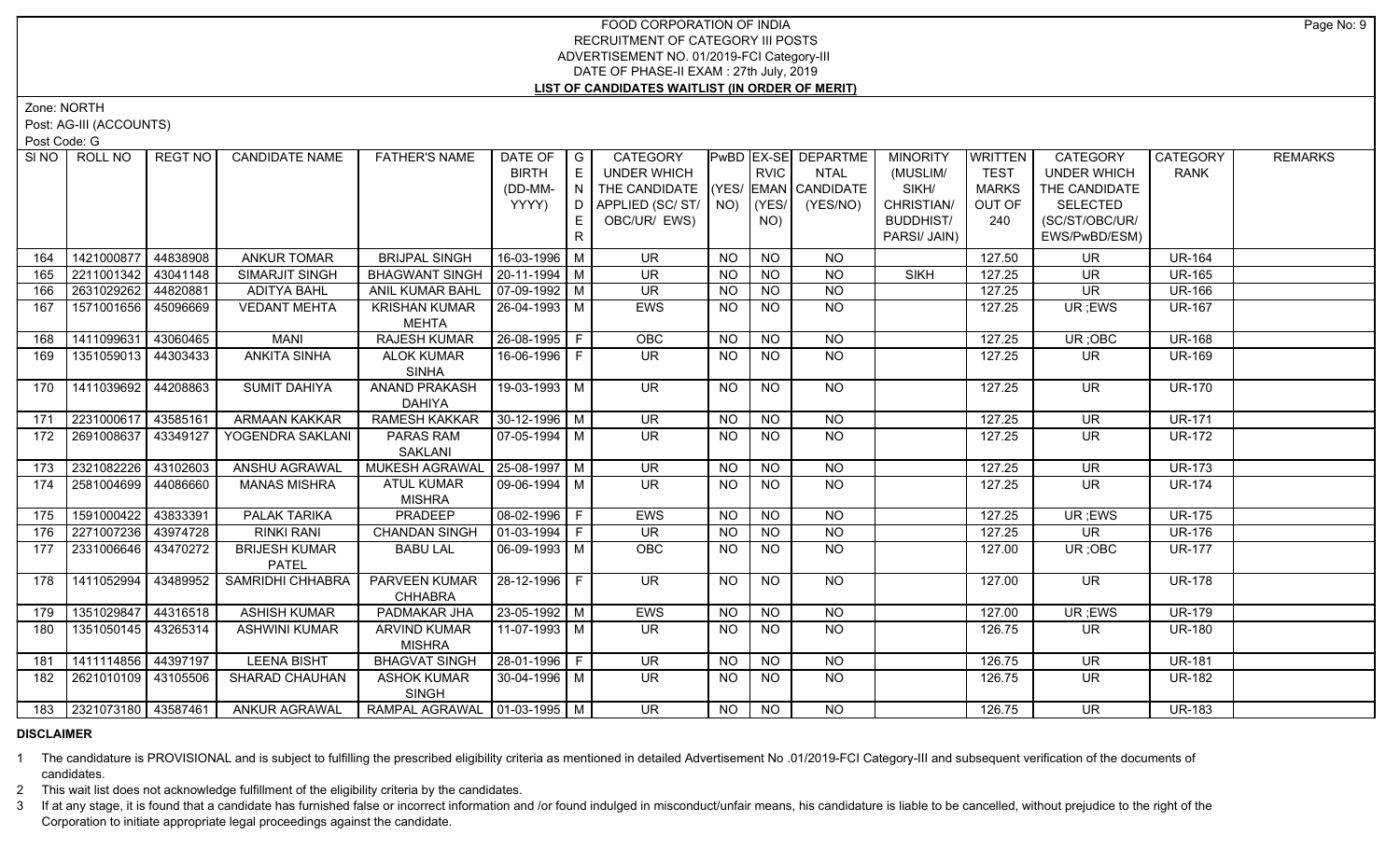# FOOD CORPORATION OF INDIA
## RECRUITMENT OF CATEGORY III POSTS
## ADVERTISEMENT NO. 01/2019-FCI Category-III
## DATE OF PHASE-II EXAM : 27th July, 2019
## LIST OF CANDIDATES WAITLIST (IN ORDER OF MERIT)

Zone: NORTH

Post: AG-III (ACCOUNTS)

Post Code: G

| SI NO | ROLL NO | REGT NO | CANDIDATE NAME | FATHER'S NAME | DATE OF BIRTH (DD-MM-YYYY) | GENDER | CATEGORY UNDER WHICH THE CANDIDATE APPLIED (SC/ ST/ OBC/UR/ EWS) | PwBD (YES/ NO) | EX-SERVICEMAN (YES/ NO) | DEPARTMENTAL CANDIDATE (YES/NO) | MINORITY (MUSLIM/ SIKH/ CHRISTIAN/ BUDDHIST/ PARSI/ JAIN) | WRITTEN TEST MARKS OUT OF 240 | CATEGORY UNDER WHICH THE CANDIDATE SELECTED (SC/ST/OBC/UR/ EWS/PwBD/ESM) | CATEGORY RANK | REMARKS |
|---|---|---|---|---|---|---|---|---|---|---|---|---|---|---|---|
| 164 | 1421000877 | 44838908 | ANKUR TOMAR | BRIJPAL SINGH | 16-03-1996 | M | UR | NO | NO | NO | | 127.50 | UR | UR-164 | |
| 165 | 2211001342 | 43041148 | SIMARJIT SINGH | BHAGWANT SINGH | 20-11-1994 | M | UR | NO | NO | NO | SIKH | 127.25 | UR | UR-165 | |
| 166 | 2631029262 | 44820881 | ADITYA BAHL | ANIL KUMAR BAHL | 07-09-1992 | M | UR | NO | NO | NO | | 127.25 | UR | UR-166 | |
| 167 | 1571001656 | 45096669 | VEDANT MEHTA | KRISHAN KUMAR MEHTA | 26-04-1993 | M | EWS | NO | NO | NO | | 127.25 | UR ;EWS | UR-167 | |
| 168 | 1411099631 | 43060465 | MANI | RAJESH KUMAR | 26-08-1995 | F | OBC | NO | NO | NO | | 127.25 | UR ;OBC | UR-168 | |
| 169 | 1351059013 | 44303433 | ANKITA SINHA | ALOK KUMAR SINHA | 16-06-1996 | F | UR | NO | NO | NO | | 127.25 | UR | UR-169 | |
| 170 | 1411039692 | 44208863 | SUMIT DAHIYA | ANAND PRAKASH DAHIYA | 19-03-1993 | M | UR | NO | NO | NO | | 127.25 | UR | UR-170 | |
| 171 | 2231000617 | 43585161 | ARMAAN KAKKAR | RAMESH KAKKAR | 30-12-1996 | M | UR | NO | NO | NO | | 127.25 | UR | UR-171 | |
| 172 | 2691008637 | 43349127 | YOGENDRA SAKLANI | PARAS RAM SAKLANI | 07-05-1994 | M | UR | NO | NO | NO | | 127.25 | UR | UR-172 | |
| 173 | 2321082226 | 43102603 | ANSHU AGRAWAL | MUKESH AGRAWAL | 25-08-1997 | M | UR | NO | NO | NO | | 127.25 | UR | UR-173 | |
| 174 | 2581004699 | 44086660 | MANAS MISHRA | ATUL KUMAR MISHRA | 09-06-1994 | M | UR | NO | NO | NO | | 127.25 | UR | UR-174 | |
| 175 | 1591000422 | 43833391 | PALAK TARIKA | PRADEEP | 08-02-1996 | F | EWS | NO | NO | NO | | 127.25 | UR ;EWS | UR-175 | |
| 176 | 2271007236 | 43974728 | RINKI RANI | CHANDAN SINGH | 01-03-1994 | F | UR | NO | NO | NO | | 127.25 | UR | UR-176 | |
| 177 | 2331006646 | 43470272 | BRIJESH KUMAR PATEL | BABU LAL | 06-09-1993 | M | OBC | NO | NO | NO | | 127.00 | UR ;OBC | UR-177 | |
| 178 | 1411052994 | 43489952 | SAMRIDHI CHHABRA | PARVEEN KUMAR CHHABRA | 28-12-1996 | F | UR | NO | NO | NO | | 127.00 | UR | UR-178 | |
| 179 | 1351029847 | 44316518 | ASHISH KUMAR | PADMAKAR JHA | 23-05-1992 | M | EWS | NO | NO | NO | | 127.00 | UR ;EWS | UR-179 | |
| 180 | 1351050145 | 43265314 | ASHWINI KUMAR | ARVIND KUMAR MISHRA | 11-07-1993 | M | UR | NO | NO | NO | | 126.75 | UR | UR-180 | |
| 181 | 1411114856 | 44397197 | LEENA BISHT | BHAGVAT SINGH | 28-01-1996 | F | UR | NO | NO | NO | | 126.75 | UR | UR-181 | |
| 182 | 2621010109 | 43105506 | SHARAD CHAUHAN | ASHOK KUMAR SINGH | 30-04-1996 | M | UR | NO | NO | NO | | 126.75 | UR | UR-182 | |
| 183 | 2321073180 | 43587461 | ANKUR AGRAWAL | RAMPAL AGRAWAL | 01-03-1995 | M | UR | NO | NO | NO | | 126.75 | UR | UR-183 | |

**DISCLAIMER**

1 The candidature is PROVISIONAL and is subject to fulfilling the prescribed eligibility criteria as mentioned in detailed Advertisement No .01/2019-FCI Category-III and subsequent verification of the documents of candidates.

2 This wait list does not acknowledge fulfillment of the eligibility criteria by the candidates.

3 If at any stage, it is found that a candidate has furnished false or incorrect information and /or found indulged in misconduct/unfair means, his candidature is liable to be cancelled, without prejudice to the right of the Corporation to initiate appropriate legal proceedings against the candidate.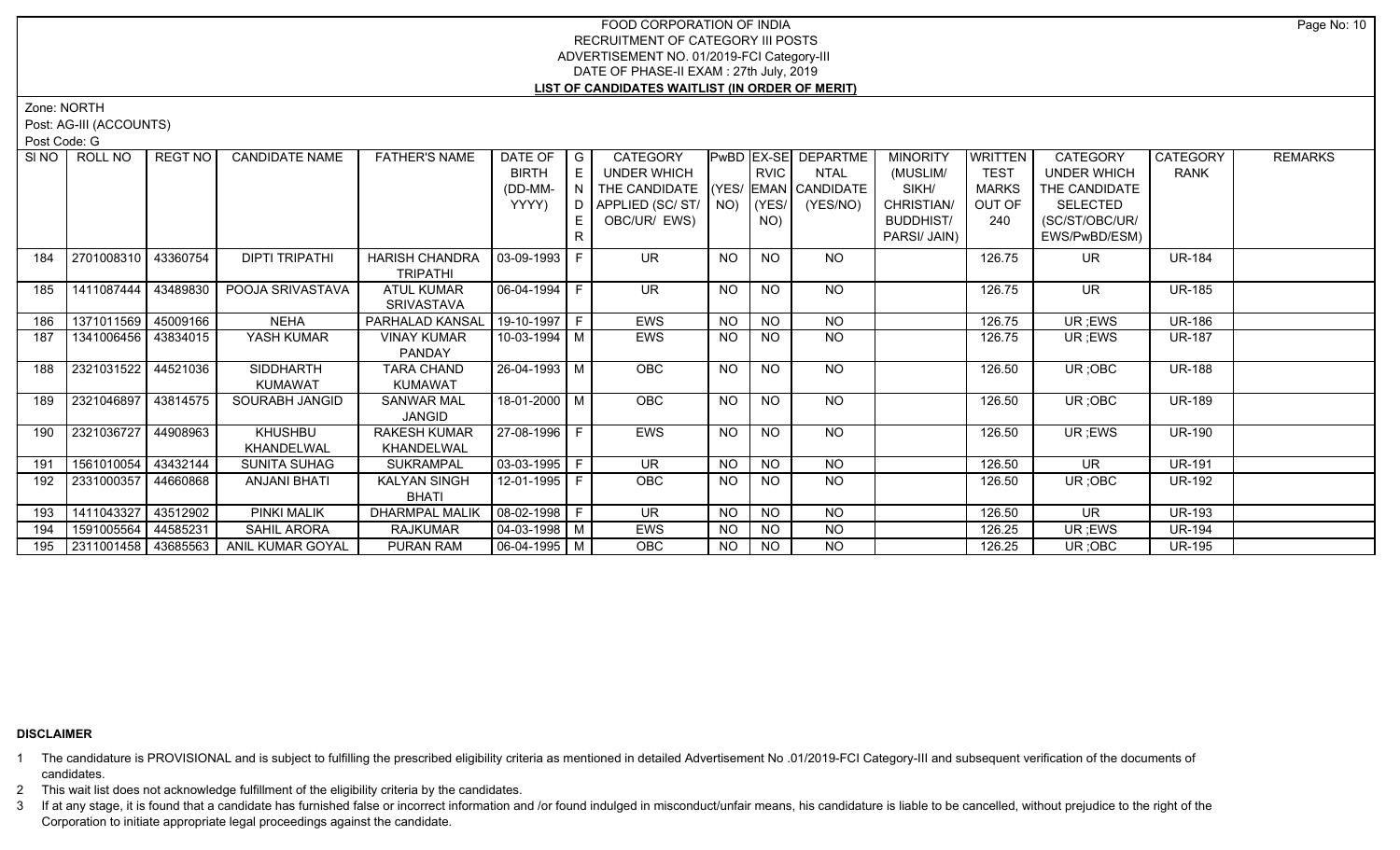FOOD CORPORATION OF INDIA
RECRUITMENT OF CATEGORY III POSTS
ADVERTISEMENT NO. 01/2019-FCI Category-III
DATE OF PHASE-II EXAM : 27th July, 2019
**LIST OF CANDIDATES WAITLIST (IN ORDER OF MERIT)**

Zone: NORTH

Post: AG-III (ACCOUNTS)

Post Code: G

| Sl NO | ROLL NO | REGT NO | CANDIDATE NAME | FATHER'S NAME | DATE OF BIRTH (DD-MM-YYYY) | GENDER | CATEGORY UNDER WHICH THE CANDIDATE APPLIED (SC/ ST/ OBC/UR/ EWS) | PwBD (YES/ NO) | EX-SERVICEMAN (YES/ NO) | DEPARTMENTAL CANDIDATE (YES/NO) | MINORITY (MUSLIM/ SIKH/ CHRISTIAN/ BUDDHIST/ PARSI/ JAIN) | WRITTEN TEST MARKS OUT OF 240 | CATEGORY UNDER WHICH THE CANDIDATE SELECTED (SC/ST/OBC/UR/ EWS/PwBD/ESM) | CATEGORY RANK | REMARKS |
|---|---|---|---|---|---|---|---|---|---|---|---|---|---|---|---|
| 184 | 2701008310 | 43360754 | DIPTI TRIPATHI | HARISH CHANDRA TRIPATHI | 03-09-1993 | F | UR | NO | NO | NO | | 126.75 | UR | UR-184 | |
| 185 | 1411087444 | 43489830 | POOJA SRIVASTAVA | ATUL KUMAR SRIVASTAVA | 06-04-1994 | F | UR | NO | NO | NO | | 126.75 | UR | UR-185 | |
| 186 | 1371011569 | 45009166 | NEHA | PARHALAD KANSAL | 19-10-1997 | F | EWS | NO | NO | NO | | 126.75 | UR ;EWS | UR-186 | |
| 187 | 1341006456 | 43834015 | YASH KUMAR | VINAY KUMAR PANDAY | 10-03-1994 | M | EWS | NO | NO | NO | | 126.75 | UR ;EWS | UR-187 | |
| 188 | 2321031522 | 44521036 | SIDDHARTH KUMAWAT | TARA CHAND KUMAWAT | 26-04-1993 | M | OBC | NO | NO | NO | | 126.50 | UR ;OBC | UR-188 | |
| 189 | 2321046897 | 43814575 | SOURABH JANGID | SANWAR MAL JANGID | 18-01-2000 | M | OBC | NO | NO | NO | | 126.50 | UR ;OBC | UR-189 | |
| 190 | 2321036727 | 44908963 | KHUSHBU KHANDELWAL | RAKESH KUMAR KHANDELWAL | 27-08-1996 | F | EWS | NO | NO | NO | | 126.50 | UR ;EWS | UR-190 | |
| 191 | 1561010054 | 43432144 | SUNITA SUHAG | SUKRAMPAL | 03-03-1995 | F | UR | NO | NO | NO | | 126.50 | UR | UR-191 | |
| 192 | 2331000357 | 44660868 | ANJANI BHATI | KALYAN SINGH BHATI | 12-01-1995 | F | OBC | NO | NO | NO | | 126.50 | UR ;OBC | UR-192 | |
| 193 | 1411043327 | 43512902 | PINKI MALIK | DHARMPAL MALIK | 08-02-1998 | F | UR | NO | NO | NO | | 126.50 | UR | UR-193 | |
| 194 | 1591005564 | 44585231 | SAHIL ARORA | RAJKUMAR | 04-03-1998 | M | EWS | NO | NO | NO | | 126.25 | UR ;EWS | UR-194 | |
| 195 | 2311001458 | 43685563 | ANIL KUMAR GOYAL | PURAN RAM | 06-04-1995 | M | OBC | NO | NO | NO | | 126.25 | UR ;OBC | UR-195 | |

**DISCLAIMER**

1 The candidature is PROVISIONAL and is subject to fulfilling the prescribed eligibility criteria as mentioned in detailed Advertisement No .01/2019-FCI Category-III and subsequent verification of the documents of candidates.

2 This wait list does not acknowledge fulfillment of the eligibility criteria by the candidates.

3 If at any stage, it is found that a candidate has furnished false or incorrect information and /or found indulged in misconduct/unfair means, his candidature is liable to be cancelled, without prejudice to the right of the Corporation to initiate appropriate legal proceedings against the candidate.